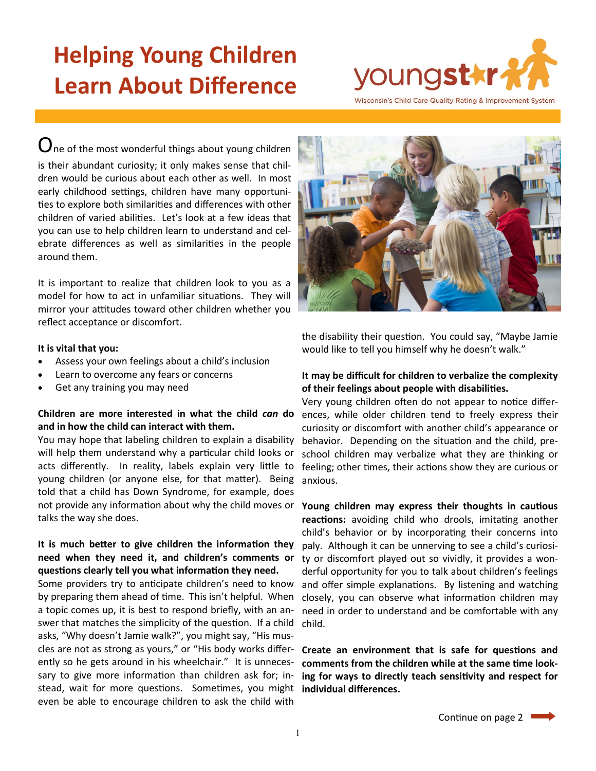# Helping Young Children Learn About Difference

youngstar

Wisconsin's Child Care Quality Rating & Improvement System

One of the most wonderful things about young children is their abundant curiosity; it only makes sense that children would be curious about each other as well. In most early childhood settings, children have many opportunities to explore both similarities and differences with other children of varied abilities. Let's look at a few ideas that you can use to help children learn to understand and celebrate differences as well as similarities in the people around them.

It is important to realize that children look to you as a model for how to act in unfamiliar situations. They will mirror your attitudes toward other children whether you reflect acceptance or discomfort.

**It is vital that you:**

- Assess your own feelings about a child's inclusion
- Learn to overcome any fears or concerns
- Get any training you may need

**Children are more interested in what the child *can* do and in how the child can interact with them.**
You may hope that labeling children to explain a disability will help them understand why a particular child looks or acts differently. In reality, labels explain very little to young children (or anyone else, for that matter). Being told that a child has Down Syndrome, for example, does not provide any information about why the child moves or talks the way she does.

**It is much better to give children the information they need when they need it, and children's comments or questions clearly tell you what information they need.**
Some providers try to anticipate children's need to know by preparing them ahead of time. This isn't helpful. When a topic comes up, it is best to respond briefly, with an answer that matches the simplicity of the question. If a child asks, "Why doesn't Jamie walk?", you might say, "His muscles are not as strong as yours," or "His body works differently so he gets around in his wheelchair." It is unnecessary to give more information than children ask for; instead, wait for more questions. Sometimes, you might even be able to encourage children to ask the child with the disability their question. You could say, "Maybe Jamie would like to tell you himself why he doesn't walk."

**It may be difficult for children to verbalize the complexity of their feelings about people with disabilities.**
Very young children often do not appear to notice differences, while older children tend to freely express their curiosity or discomfort with another child's appearance or behavior. Depending on the situation and the child, preschool children may verbalize what they are thinking or feeling; other times, their actions show they are curious or anxious.

**Young children may express their thoughts in cautious reactions:** avoiding child who drools, imitating another child's behavior or by incorporating their concerns into paly. Although it can be unnerving to see a child's curiosity or discomfort played out so vividly, it provides a wonderful opportunity for you to talk about children's feelings and offer simple explanations. By listening and watching closely, you can observe what information children may need in order to understand and be comfortable with any child.

**Create an environment that is safe for questions and comments from the children while at the same time looking for ways to directly teach sensitivity and respect for individual differences.**

Continue on page 2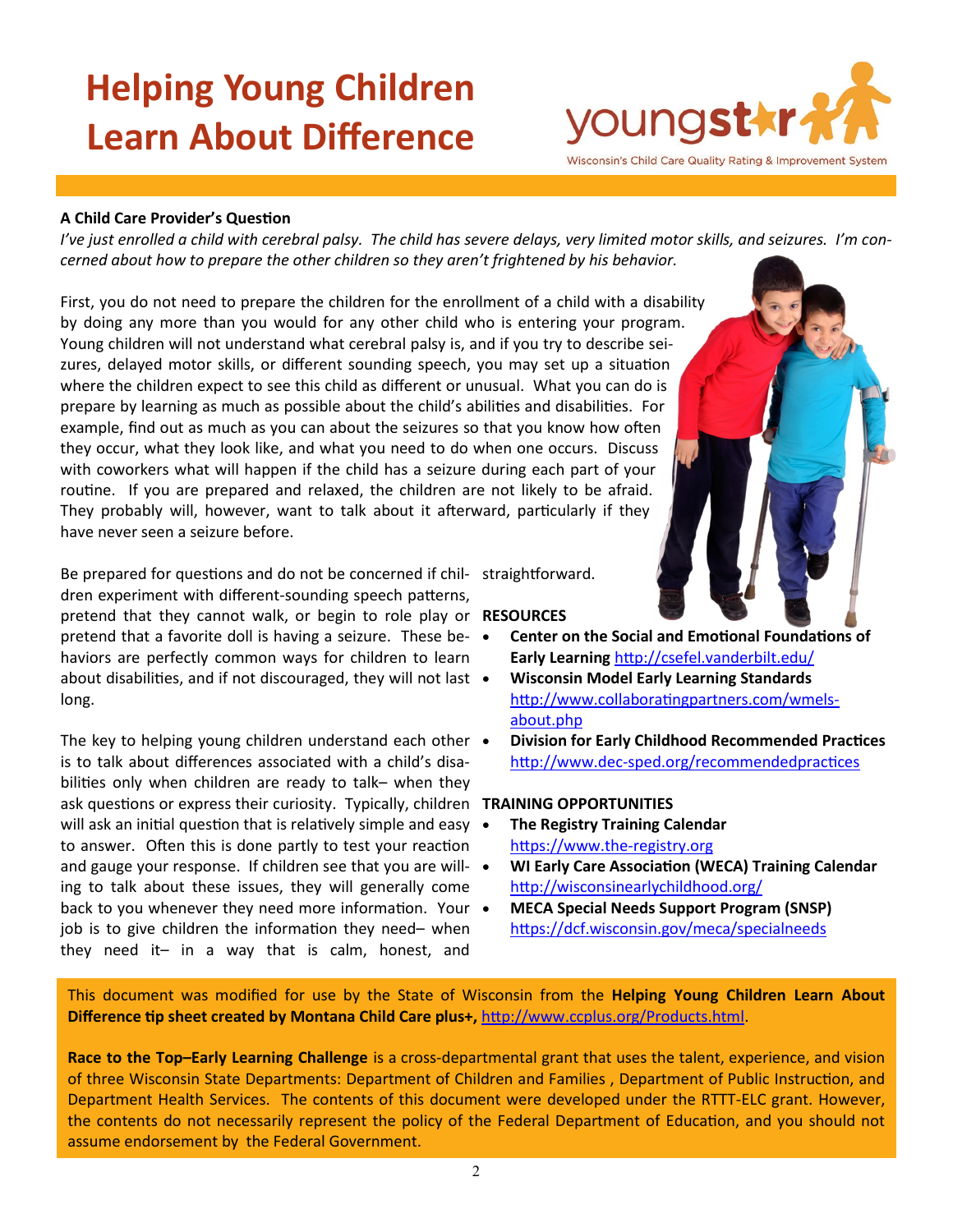# Helping Young Children Learn About Difference

youngstar — Wisconsin's Child Care Quality Rating & Improvement System

**A Child Care Provider's Question**

*I've just enrolled a child with cerebral palsy. The child has severe delays, very limited motor skills, and seizures. I'm concerned about how to prepare the other children so they aren't frightened by his behavior.*

First, you do not need to prepare the children for the enrollment of a child with a disability by doing any more than you would for any other child who is entering your program. Young children will not understand what cerebral palsy is, and if you try to describe seizures, delayed motor skills, or different sounding speech, you may set up a situation where the children expect to see this child as different or unusual. What you can do is prepare by learning as much as possible about the child's abilities and disabilities. For example, find out as much as you can about the seizures so that you know how often they occur, what they look like, and what you need to do when one occurs. Discuss with coworkers what will happen if the child has a seizure during each part of your routine. If you are prepared and relaxed, the children are not likely to be afraid. They probably will, however, want to talk about it afterward, particularly if they have never seen a seizure before.

Be prepared for questions and do not be concerned if children experiment with different-sounding speech patterns, pretend that they cannot walk, or begin to role play or pretend that a favorite doll is having a seizure. These behaviors are perfectly common ways for children to learn about disabilities, and if not discouraged, they will not last long.

The key to helping young children understand each other is to talk about differences associated with a child's disabilities only when children are ready to talk– when they ask questions or express their curiosity. Typically, children will ask an initial question that is relatively simple and easy to answer. Often this is done partly to test your reaction and gauge your response. If children see that you are willing to talk about these issues, they will generally come back to you whenever they need more information. Your job is to give children the information they need– when they need it– in a way that is calm, honest, and straightforward.

**RESOURCES**

- **Center on the Social and Emotional Foundations of Early Learning** http://csefel.vanderbilt.edu/
- **Wisconsin Model Early Learning Standards** http://www.collaboratingpartners.com/wmels-about.php
- **Division for Early Childhood Recommended Practices** http://www.dec-sped.org/recommendedpractices

**TRAINING OPPORTUNITIES**

- **The Registry Training Calendar** https://www.the-registry.org
- **WI Early Care Association (WECA) Training Calendar** http://wisconsinearlychildhood.org/
- **MECA Special Needs Support Program (SNSP)** https://dcf.wisconsin.gov/meca/specialneeds

This document was modified for use by the State of Wisconsin from the **Helping Young Children Learn About Difference tip sheet created by Montana Child Care plus+,** http://www.ccplus.org/Products.html.

**Race to the Top–Early Learning Challenge** is a cross-departmental grant that uses the talent, experience, and vision of three Wisconsin State Departments: Department of Children and Families , Department of Public Instruction, and Department Health Services. The contents of this document were developed under the RTTT-ELC grant. However, the contents do not necessarily represent the policy of the Federal Department of Education, and you should not assume endorsement by the Federal Government.